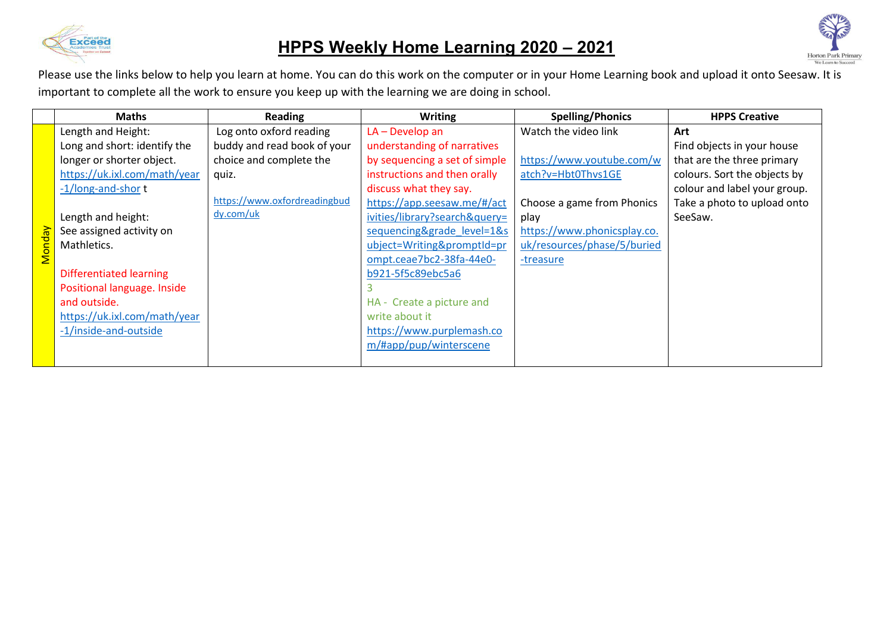# HPPS Weekly Home Learning 2020 – 2021

Please use the links below to help you learn at home. You can do this work on the computer or in your Home Learning book and upload it onto Seesaw. It is important to complete all the work to ensure you keep up with the learning we are doing in school.

| | Maths | Reading | Writing | Spelling/Phonics | HPPS Creative |
|---|---|---|---|---|---|
| Monday | Length and Height: Long and short: identify the longer or shorter object. https://uk.ixl.com/math/year-1/long-and-short<br><br>Length and height: See assigned activity on Mathletics.<br><br>Differentiated learning Positional language. Inside and outside. https://uk.ixl.com/math/year-1/inside-and-outside | Log onto oxford reading buddy and read book of your choice and complete the quiz.<br><br>https://www.oxfordreadingbuddy.com/uk | LA – Develop an understanding of narratives by sequencing a set of simple instructions and then orally discuss what they say. https://app.seesaw.me/#/activities/library?search&query=sequencing&grade_level=1&subject=Writing&promptId=prompt.ceae7bc2-38fa-44e0-b921-5f5c89ebc5a6<br>3<br>HA - Create a picture and write about it https://www.purplemash.com/#app/pup/winterscene | Watch the video link<br><br>https://www.youtube.com/watch?v=Hbt0Thvs1GE<br><br>Choose a game from Phonics play https://www.phonicsplay.co.uk/resources/phase/5/buried-treasure | **Art**<br>Find objects in your house that are the three primary colours. Sort the objects by colour and label your group. Take a photo to upload onto SeeSaw. |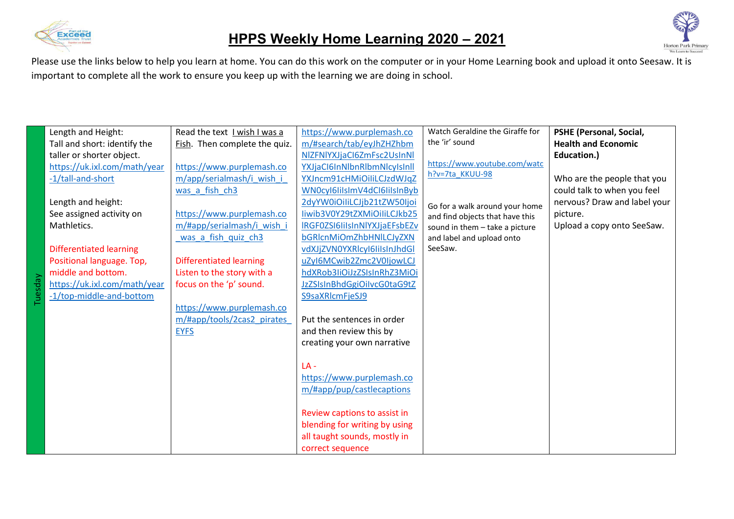# HPPS Weekly Home Learning 2020 – 2021

Please use the links below to help you learn at home. You can do this work on the computer or in your Home Learning book and upload it onto Seesaw. It is important to complete all the work to ensure you keep up with the learning we are doing in school.

| | | | | | |
|---|---|---|---|---|---|
| Tuesday | Length and Height:<br>Tall and short: identify the taller or shorter object.<br>https://uk.ixl.com/math/year-1/tall-and-short<br><br>Length and height:<br>See assigned activity on Mathletics.<br><br>Differentiated learning<br>Positional language. Top, middle and bottom.<br>https://uk.ixl.com/math/year-1/top-middle-and-bottom | Read the text I wish I was a Fish. Then complete the quiz.<br><br>https://www.purplemash.com/app/serialmash/i_wish_i_was_a_fish_ch3<br><br>https://www.purplemash.com/#app/serialmash/i_wish_i_was_a_fish_quiz_ch3<br><br>Differentiated learning<br>Listen to the story with a focus on the 'p' sound.<br><br>https://www.purplemash.com/#app/tools/2cas2_pirates_EYFS | https://www.purplemash.com/#search/tab/eyJhZHZhbmNlZFNlYXJjaCI6ZmFsc2UsInNlYXJjaCI6InNlbnRlbmNlcyIsInllYXJncm91cHMiOiIiLCJzdWJqZWN0cyI6IiIsImV4dCI6IiIsInByb2dyYW0iOiIiLCJjb21tZW50IjoiIiwib3V0Y29tZXMiOiIiLCJkb25lIjoiIiwiRGF0ZSI6IiIsInNlYXJjaEFsbCI6ZmFsc2UsImlzRmlsdGVyZWQiOiJmYWxzZSIsImFnZSI6IiIsInVzZXIiOiIiLCJoaWdoZXN0IjoiIn0=<br><br>Put the sentences in order and then review this by creating your own narrative<br><br>LA - https://www.purplemash.com/#app/pup/castlecaptions<br><br>Review captions to assist in blending for writing by using all taught sounds, mostly in correct sequence | Watch Geraldine the Giraffe for the 'ir' sound<br><br>https://www.youtube.com/watch?v=7ta_KKUU-98<br><br>Go for a walk around your home and find objects that have this sound in them – take a picture and label and upload onto SeeSaw. | **PSHE (Personal, Social, Health and Economic Education.)**<br><br>Who are the people that you could talk to when you feel nervous? Draw and label your picture.<br>Upload a copy onto SeeSaw. |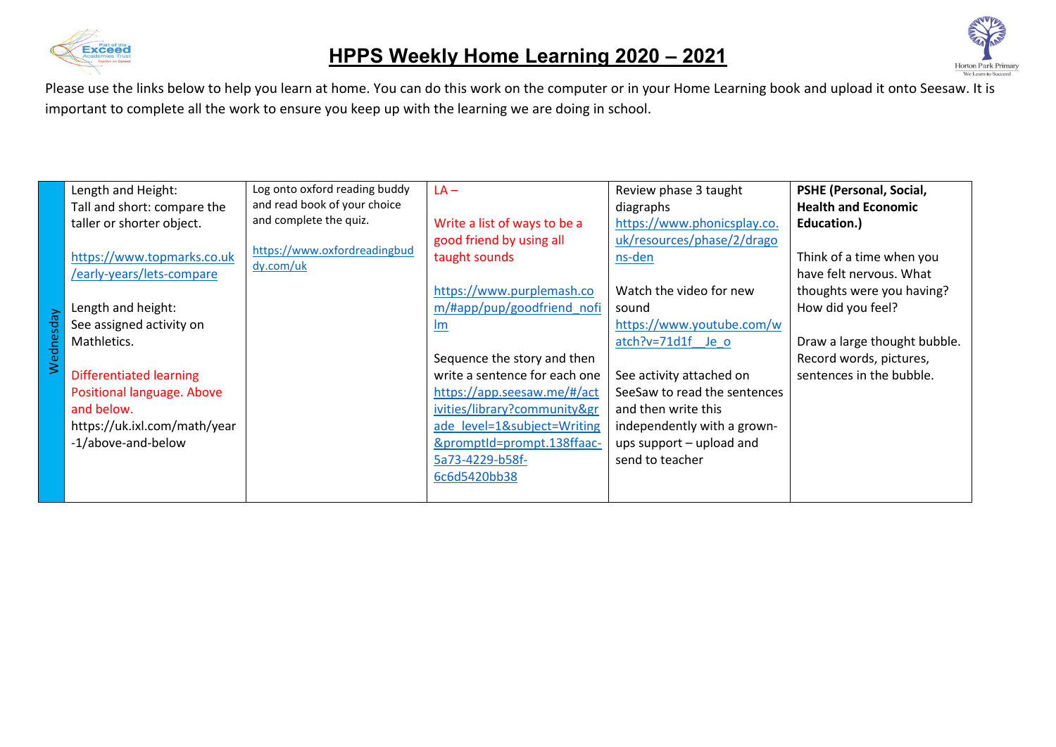# HPPS Weekly Home Learning 2020 – 2021

Please use the links below to help you learn at home. You can do this work on the computer or in your Home Learning book and upload it onto Seesaw. It is important to complete all the work to ensure you keep up with the learning we are doing in school.

| | | | | | |
|---|---|---|---|---|---|
| Wednesday | Length and Height:<br>Tall and short: compare the taller or shorter object.<br><br>https://www.topmarks.co.uk/early-years/lets-compare<br><br>Length and height:<br>See assigned activity on Mathletics.<br><br>Differentiated learning<br>Positional language. Above and below.<br>https://uk.ixl.com/math/year-1/above-and-below | Log onto oxford reading buddy and read book of your choice and complete the quiz.<br><br>https://www.oxfordreadingbuddy.com/uk | LA –<br><br>Write a list of ways to be a good friend by using all taught sounds<br><br>https://www.purplemash.com/#app/pup/goodfriend_nofilm<br><br>Sequence the story and then write a sentence for each one<br>https://app.seesaw.me/#/activities/library?community&grade_level=1&subject=Writing&promptId=prompt.138ffaac-5a73-4229-b58f-6c6d5420bb38 | Review phase 3 taught diagraphs<br>https://www.phonicsplay.co.uk/resources/phase/2/dragons-den<br><br>Watch the video for new sound<br>https://www.youtube.com/watch?v=71d1f__Je_o<br><br>See activity attached on SeeSaw to read the sentences and then write this independently with a grown-ups support – upload and send to teacher | **PSHE (Personal, Social, Health and Economic Education.)**<br><br>Think of a time when you have felt nervous. What thoughts were you having? How did you feel?<br><br>Draw a large thought bubble. Record words, pictures, sentences in the bubble. |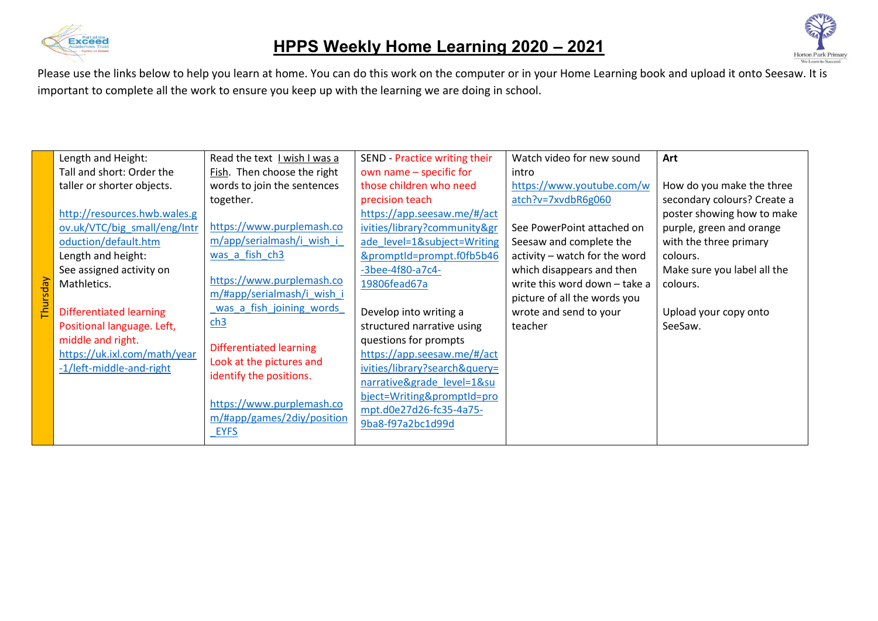# HPPS Weekly Home Learning 2020 – 2021

Please use the links below to help you learn at home. You can do this work on the computer or in your Home Learning book and upload it onto Seesaw. It is important to complete all the work to ensure you keep up with the learning we are doing in school.

| | | | | | |
|---|---|---|---|---|---|
| Thursday | Length and Height:<br>Tall and short: Order the taller or shorter objects.<br><br>http://resources.hwb.wales.gov.uk/VTC/big_small/eng/Introduction/default.htm<br>Length and height:<br>See assigned activity on Mathletics.<br><br>Differentiated learning<br>Positional language. Left, middle and right.<br>https://uk.ixl.com/math/year-1/left-middle-and-right | Read the text I wish I was a Fish. Then choose the right words to join the sentences together.<br><br>https://www.purplemash.com/app/serialmash/i_wish_i_was_a_fish_ch3<br><br>https://www.purplemash.com/#app/serialmash/i_wish_i_was_a_fish_joining_words_ch3<br><br>Differentiated learning<br>Look at the pictures and identify the positions.<br><br>https://www.purplemash.com/#app/games/2diy/position_EYFS | SEND - Practice writing their own name – specific for those children who need precision teach<br>https://app.seesaw.me/#/activities/library?community&grade_level=1&subject=Writing&promptId=prompt.f0fb5b46-3bee-4f80-a7c4-19806fead67a<br><br>Develop into writing a structured narrative using questions for prompts<br>https://app.seesaw.me/#/activities/library?search&query=narrative&grade_level=1&subject=Writing&promptId=prompt.d0e27d26-fc35-4a75-9ba8-f97a2bc1d99d | Watch video for new sound intro<br>https://www.youtube.com/watch?v=7xvdbR6g060<br><br>See PowerPoint attached on Seesaw and complete the activity – watch for the word which disappears and then write this word down – take a picture of all the words you wrote and send to your teacher | **Art**<br><br>How do you make the three secondary colours? Create a poster showing how to make purple, green and orange with the three primary colours.<br>Make sure you label all the colours.<br><br>Upload your copy onto SeeSaw. |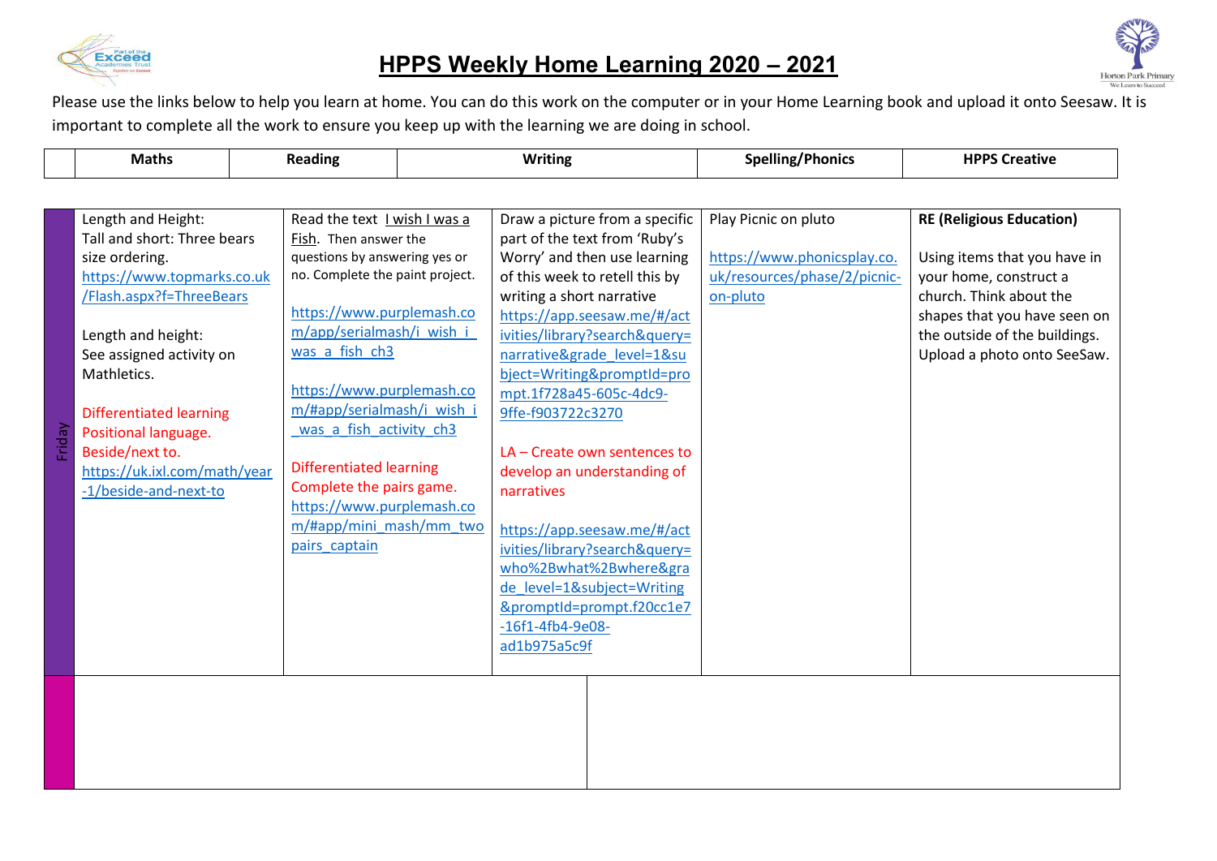# HPPS Weekly Home Learning 2020 – 2021

Please use the links below to help you learn at home. You can do this work on the computer or in your Home Learning book and upload it onto Seesaw. It is important to complete all the work to ensure you keep up with the learning we are doing in school.

| | Maths | Reading | Writing | Spelling/Phonics | HPPS Creative |
|---|---|---|---|---|---|
| Friday | Length and Height:<br>Tall and short: Three bears size ordering.<br>https://www.topmarks.co.uk/Flash.aspx?f=ThreeBears<br><br>Length and height:<br>See assigned activity on Mathletics.<br><br>Differentiated learning<br>Positional language.<br>Beside/next to.<br>https://uk.ixl.com/math/year-1/beside-and-next-to | Read the text I wish I was a Fish. Then answer the questions by answering yes or no. Complete the paint project.<br><br>https://www.purplemash.com/app/serialmash/i_wish_i_was_a_fish_ch3<br><br>https://www.purplemash.com/#app/serialmash/i_wish_i_was_a_fish_activity_ch3<br><br>Differentiated learning<br>Complete the pairs game.<br>https://www.purplemash.com/#app/mini_mash/mm_twopairs_captain | Draw a picture from a specific part of the text from 'Ruby's Worry' and then use learning of this week to retell this by writing a short narrative<br>https://app.seesaw.me/#/activities/library?search&query=narrative&grade_level=1&subject=Writing&promptId=prompt.1f728a45-605c-4dc9-9ffe-f903722c3270<br><br>LA – Create own sentences to develop an understanding of narratives<br><br>https://app.seesaw.me/#/activities/library?search&query=who%2Bwhat%2Bwhere&grade_level=1&subject=Writing&promptId=prompt.f20cc1e7-16f1-4fb4-9e08-ad1b975a5c9f | Play Picnic on pluto<br><br>https://www.phonicsplay.co.uk/resources/phase/2/picnic-on-pluto | **RE (Religious Education)**<br><br>Using items that you have in your home, construct a church. Think about the shapes that you have seen on the outside of the buildings. Upload a photo onto SeeSaw. |
| | | | | | |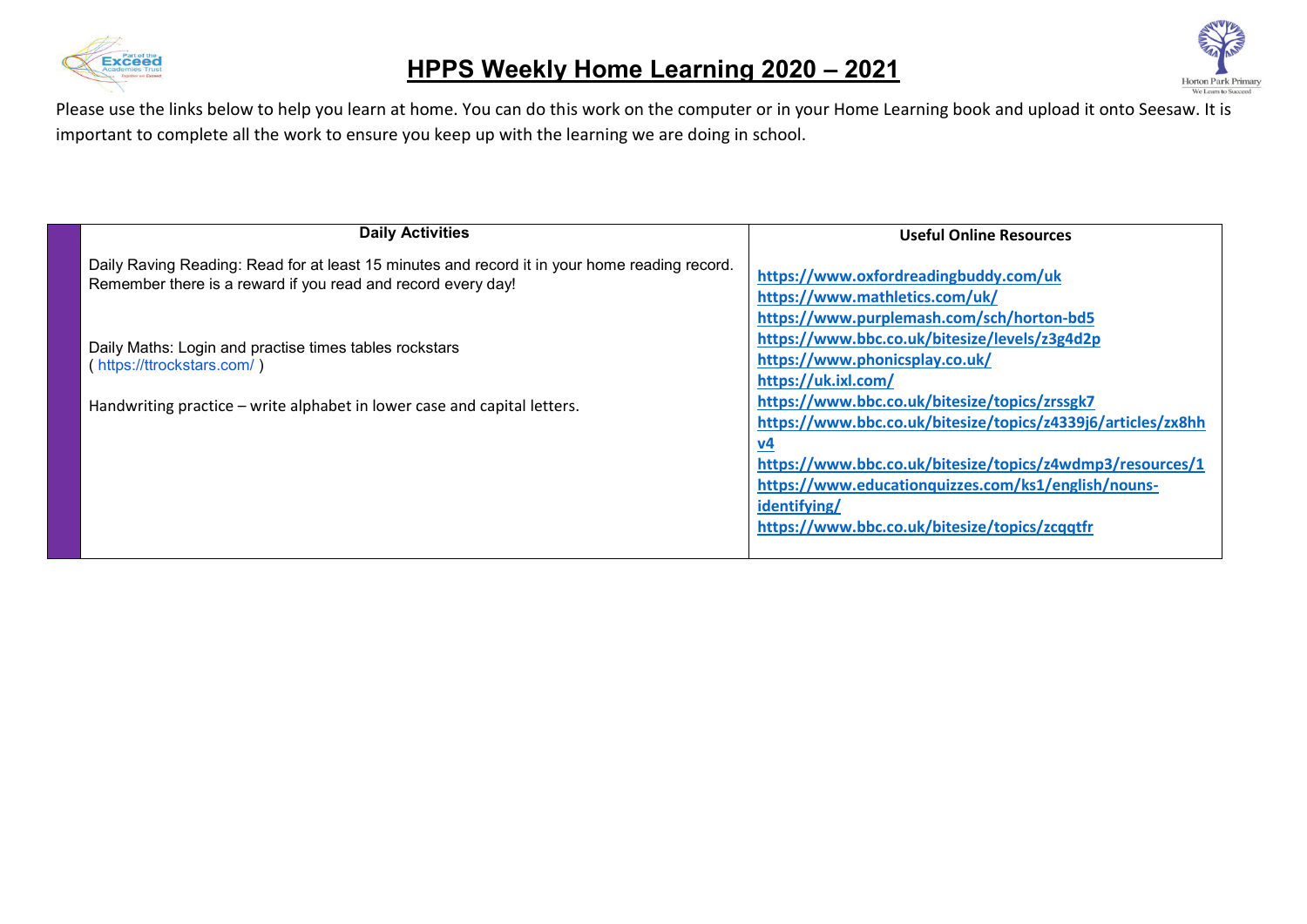# HPPS Weekly Home Learning 2020 – 2021

Please use the links below to help you learn at home. You can do this work on the computer or in your Home Learning book and upload it onto Seesaw. It is important to complete all the work to ensure you keep up with the learning we are doing in school.

| Daily Activities | Useful Online Resources |
|---|---|
| Daily Raving Reading: Read for at least 15 minutes and record it in your home reading record. Remember there is a reward if you read and record every day!<br><br>Daily Maths: Login and practise times tables rockstars ( https://ttrockstars.com/ )<br><br>Handwriting practice – write alphabet in lower case and capital letters. | https://www.oxfordreadingbuddy.com/uk<br>https://www.mathletics.com/uk/<br>https://www.purplemash.com/sch/horton-bd5<br>https://www.bbc.co.uk/bitesize/levels/z3g4d2p<br>https://www.phonicsplay.co.uk/<br>https://uk.ixl.com/<br>https://www.bbc.co.uk/bitesize/topics/zrssgk7<br>https://www.bbc.co.uk/bitesize/topics/z4339j6/articles/zx8hhv4<br>https://www.bbc.co.uk/bitesize/topics/z4wdmp3/resources/1<br>https://www.educationquizzes.com/ks1/english/nouns-identifying/<br>https://www.bbc.co.uk/bitesize/topics/zcqqtfr |